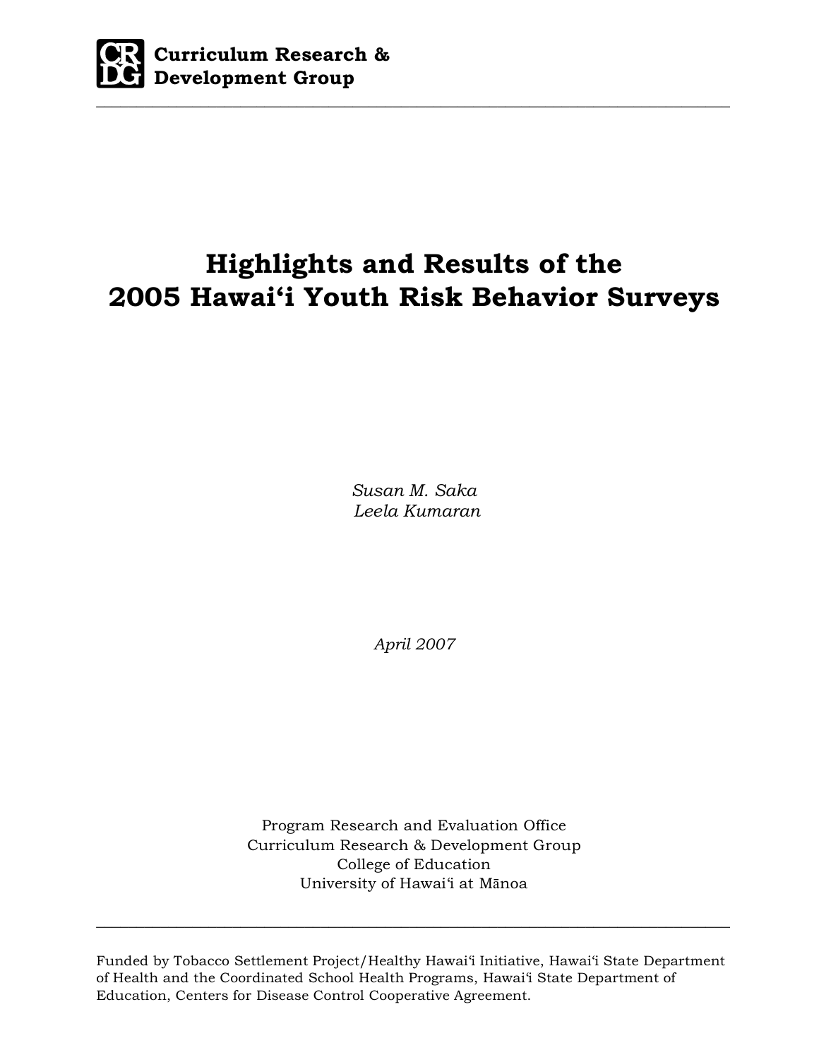**Curriculum Research & Development Group**

---

# Highlights and Results of the 2005 Hawai‘i Youth Risk Behavior Surveys

*Susan M. Saka*
*Leela Kumaran*

*April 2007*

Program Research and Evaluation Office
Curriculum Research & Development Group
College of Education
University of Hawai‘i at Mānoa

---

Funded by Tobacco Settlement Project/Healthy Hawai‘i Initiative, Hawai‘i State Department of Health and the Coordinated School Health Programs, Hawai‘i State Department of Education, Centers for Disease Control Cooperative Agreement.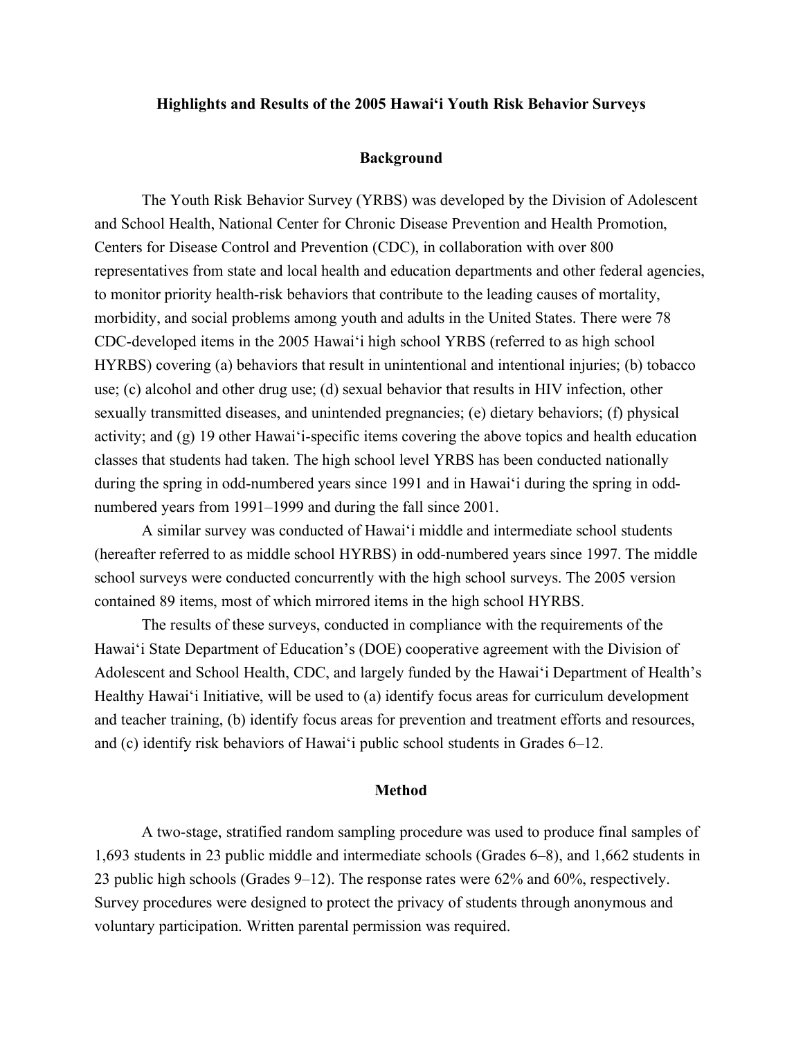# Highlights and Results of the 2005 Hawai‘i Youth Risk Behavior Surveys

## Background

The Youth Risk Behavior Survey (YRBS) was developed by the Division of Adolescent and School Health, National Center for Chronic Disease Prevention and Health Promotion, Centers for Disease Control and Prevention (CDC), in collaboration with over 800 representatives from state and local health and education departments and other federal agencies, to monitor priority health-risk behaviors that contribute to the leading causes of mortality, morbidity, and social problems among youth and adults in the United States. There were 78 CDC-developed items in the 2005 Hawai‘i high school YRBS (referred to as high school HYRBS) covering (a) behaviors that result in unintentional and intentional injuries; (b) tobacco use; (c) alcohol and other drug use; (d) sexual behavior that results in HIV infection, other sexually transmitted diseases, and unintended pregnancies; (e) dietary behaviors; (f) physical activity; and (g) 19 other Hawai‘i-specific items covering the above topics and health education classes that students had taken. The high school level YRBS has been conducted nationally during the spring in odd-numbered years since 1991 and in Hawai‘i during the spring in odd-numbered years from 1991–1999 and during the fall since 2001.

A similar survey was conducted of Hawai‘i middle and intermediate school students (hereafter referred to as middle school HYRBS) in odd-numbered years since 1997. The middle school surveys were conducted concurrently with the high school surveys. The 2005 version contained 89 items, most of which mirrored items in the high school HYRBS.

The results of these surveys, conducted in compliance with the requirements of the Hawai‘i State Department of Education’s (DOE) cooperative agreement with the Division of Adolescent and School Health, CDC, and largely funded by the Hawai‘i Department of Health’s Healthy Hawai‘i Initiative, will be used to (a) identify focus areas for curriculum development and teacher training, (b) identify focus areas for prevention and treatment efforts and resources, and (c) identify risk behaviors of Hawai‘i public school students in Grades 6–12.

## Method

A two-stage, stratified random sampling procedure was used to produce final samples of 1,693 students in 23 public middle and intermediate schools (Grades 6–8), and 1,662 students in 23 public high schools (Grades 9–12). The response rates were 62% and 60%, respectively. Survey procedures were designed to protect the privacy of students through anonymous and voluntary participation. Written parental permission was required.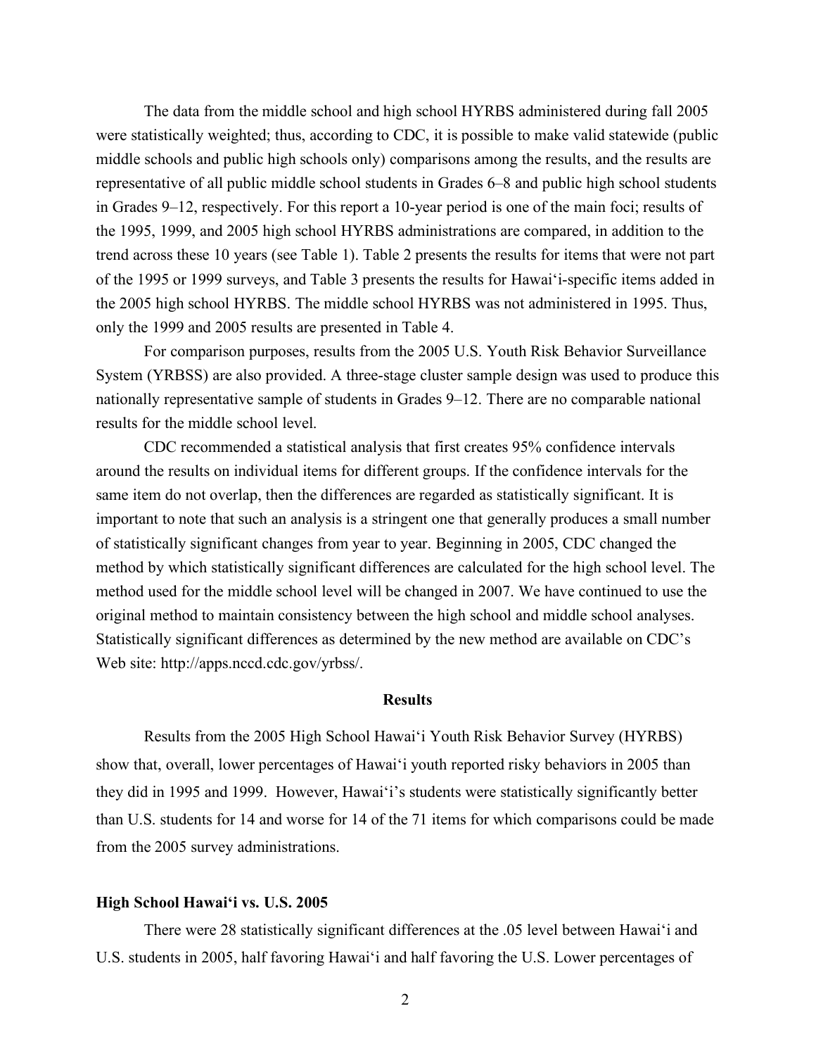The data from the middle school and high school HYRBS administered during fall 2005 were statistically weighted; thus, according to CDC, it is possible to make valid statewide (public middle schools and public high schools only) comparisons among the results, and the results are representative of all public middle school students in Grades 6–8 and public high school students in Grades 9–12, respectively. For this report a 10-year period is one of the main foci; results of the 1995, 1999, and 2005 high school HYRBS administrations are compared, in addition to the trend across these 10 years (see Table 1). Table 2 presents the results for items that were not part of the 1995 or 1999 surveys, and Table 3 presents the results for Hawai‘i-specific items added in the 2005 high school HYRBS. The middle school HYRBS was not administered in 1995. Thus, only the 1999 and 2005 results are presented in Table 4.

For comparison purposes, results from the 2005 U.S. Youth Risk Behavior Surveillance System (YRBSS) are also provided. A three-stage cluster sample design was used to produce this nationally representative sample of students in Grades 9–12. There are no comparable national results for the middle school level.

CDC recommended a statistical analysis that first creates 95% confidence intervals around the results on individual items for different groups. If the confidence intervals for the same item do not overlap, then the differences are regarded as statistically significant. It is important to note that such an analysis is a stringent one that generally produces a small number of statistically significant changes from year to year. Beginning in 2005, CDC changed the method by which statistically significant differences are calculated for the high school level. The method used for the middle school level will be changed in 2007. We have continued to use the original method to maintain consistency between the high school and middle school analyses. Statistically significant differences as determined by the new method are available on CDC's Web site: http://apps.nccd.cdc.gov/yrbss/.

## Results

Results from the 2005 High School Hawai‘i Youth Risk Behavior Survey (HYRBS) show that, overall, lower percentages of Hawai‘i youth reported risky behaviors in 2005 than they did in 1995 and 1999. However, Hawai‘i's students were statistically significantly better than U.S. students for 14 and worse for 14 of the 71 items for which comparisons could be made from the 2005 survey administrations.

### High School Hawai‘i vs. U.S. 2005

There were 28 statistically significant differences at the .05 level between Hawai‘i and U.S. students in 2005, half favoring Hawai‘i and half favoring the U.S. Lower percentages of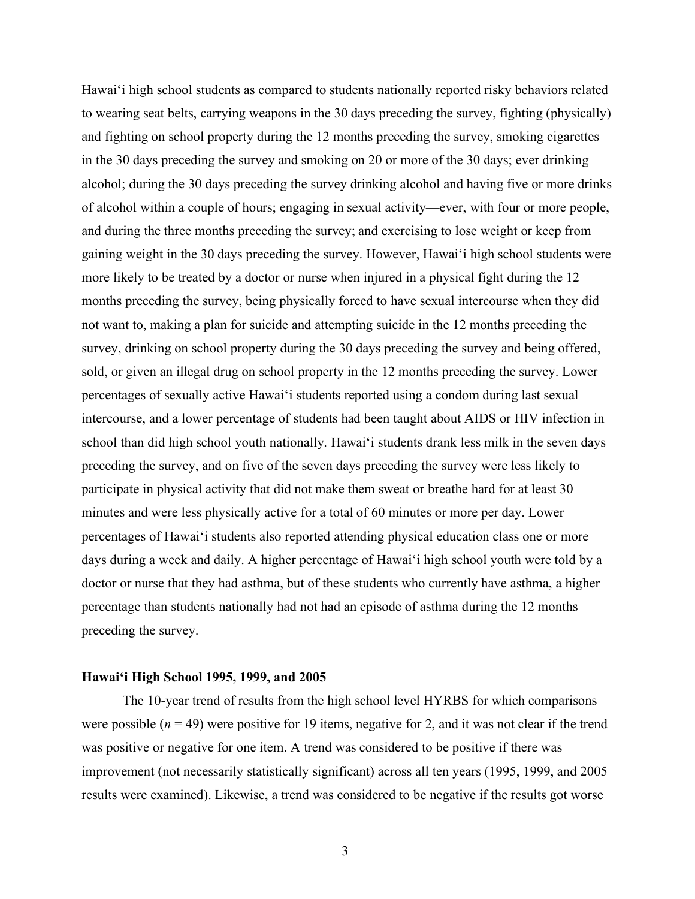Hawai‘i high school students as compared to students nationally reported risky behaviors related to wearing seat belts, carrying weapons in the 30 days preceding the survey, fighting (physically) and fighting on school property during the 12 months preceding the survey, smoking cigarettes in the 30 days preceding the survey and smoking on 20 or more of the 30 days; ever drinking alcohol; during the 30 days preceding the survey drinking alcohol and having five or more drinks of alcohol within a couple of hours; engaging in sexual activity—ever, with four or more people, and during the three months preceding the survey; and exercising to lose weight or keep from gaining weight in the 30 days preceding the survey. However, Hawai‘i high school students were more likely to be treated by a doctor or nurse when injured in a physical fight during the 12 months preceding the survey, being physically forced to have sexual intercourse when they did not want to, making a plan for suicide and attempting suicide in the 12 months preceding the survey, drinking on school property during the 30 days preceding the survey and being offered, sold, or given an illegal drug on school property in the 12 months preceding the survey. Lower percentages of sexually active Hawai‘i students reported using a condom during last sexual intercourse, and a lower percentage of students had been taught about AIDS or HIV infection in school than did high school youth nationally. Hawai‘i students drank less milk in the seven days preceding the survey, and on five of the seven days preceding the survey were less likely to participate in physical activity that did not make them sweat or breathe hard for at least 30 minutes and were less physically active for a total of 60 minutes or more per day. Lower percentages of Hawai‘i students also reported attending physical education class one or more days during a week and daily. A higher percentage of Hawai‘i high school youth were told by a doctor or nurse that they had asthma, but of these students who currently have asthma, a higher percentage than students nationally had not had an episode of asthma during the 12 months preceding the survey.

### Hawai‘i High School 1995, 1999, and 2005

The 10-year trend of results from the high school level HYRBS for which comparisons were possible ($n = 49$) were positive for 19 items, negative for 2, and it was not clear if the trend was positive or negative for one item. A trend was considered to be positive if there was improvement (not necessarily statistically significant) across all ten years (1995, 1999, and 2005 results were examined). Likewise, a trend was considered to be negative if the results got worse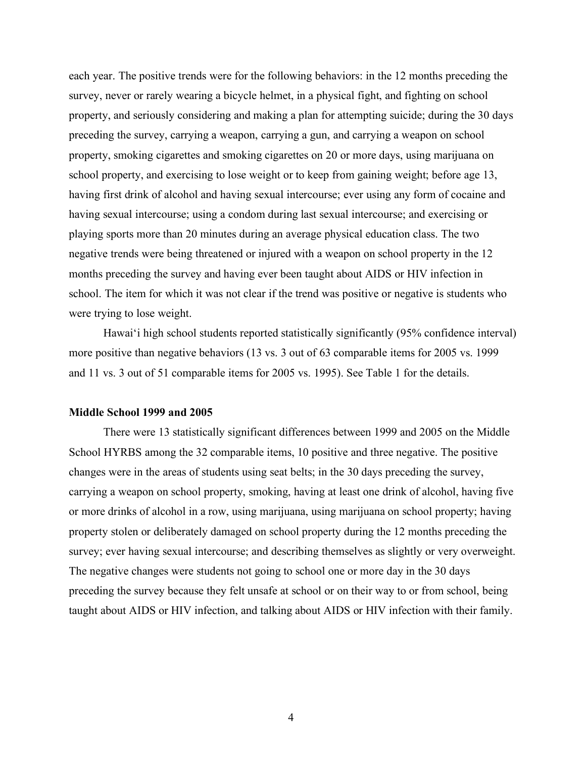each year. The positive trends were for the following behaviors: in the 12 months preceding the survey, never or rarely wearing a bicycle helmet, in a physical fight, and fighting on school property, and seriously considering and making a plan for attempting suicide; during the 30 days preceding the survey, carrying a weapon, carrying a gun, and carrying a weapon on school property, smoking cigarettes and smoking cigarettes on 20 or more days, using marijuana on school property, and exercising to lose weight or to keep from gaining weight; before age 13, having first drink of alcohol and having sexual intercourse; ever using any form of cocaine and having sexual intercourse; using a condom during last sexual intercourse; and exercising or playing sports more than 20 minutes during an average physical education class. The two negative trends were being threatened or injured with a weapon on school property in the 12 months preceding the survey and having ever been taught about AIDS or HIV infection in school. The item for which it was not clear if the trend was positive or negative is students who were trying to lose weight.

Hawaiʻi high school students reported statistically significantly (95% confidence interval) more positive than negative behaviors (13 vs. 3 out of 63 comparable items for 2005 vs. 1999 and 11 vs. 3 out of 51 comparable items for 2005 vs. 1995). See Table 1 for the details.

**Middle School 1999 and 2005**

There were 13 statistically significant differences between 1999 and 2005 on the Middle School HYRBS among the 32 comparable items, 10 positive and three negative. The positive changes were in the areas of students using seat belts; in the 30 days preceding the survey, carrying a weapon on school property, smoking, having at least one drink of alcohol, having five or more drinks of alcohol in a row, using marijuana, using marijuana on school property; having property stolen or deliberately damaged on school property during the 12 months preceding the survey; ever having sexual intercourse; and describing themselves as slightly or very overweight. The negative changes were students not going to school one or more day in the 30 days preceding the survey because they felt unsafe at school or on their way to or from school, being taught about AIDS or HIV infection, and talking about AIDS or HIV infection with their family.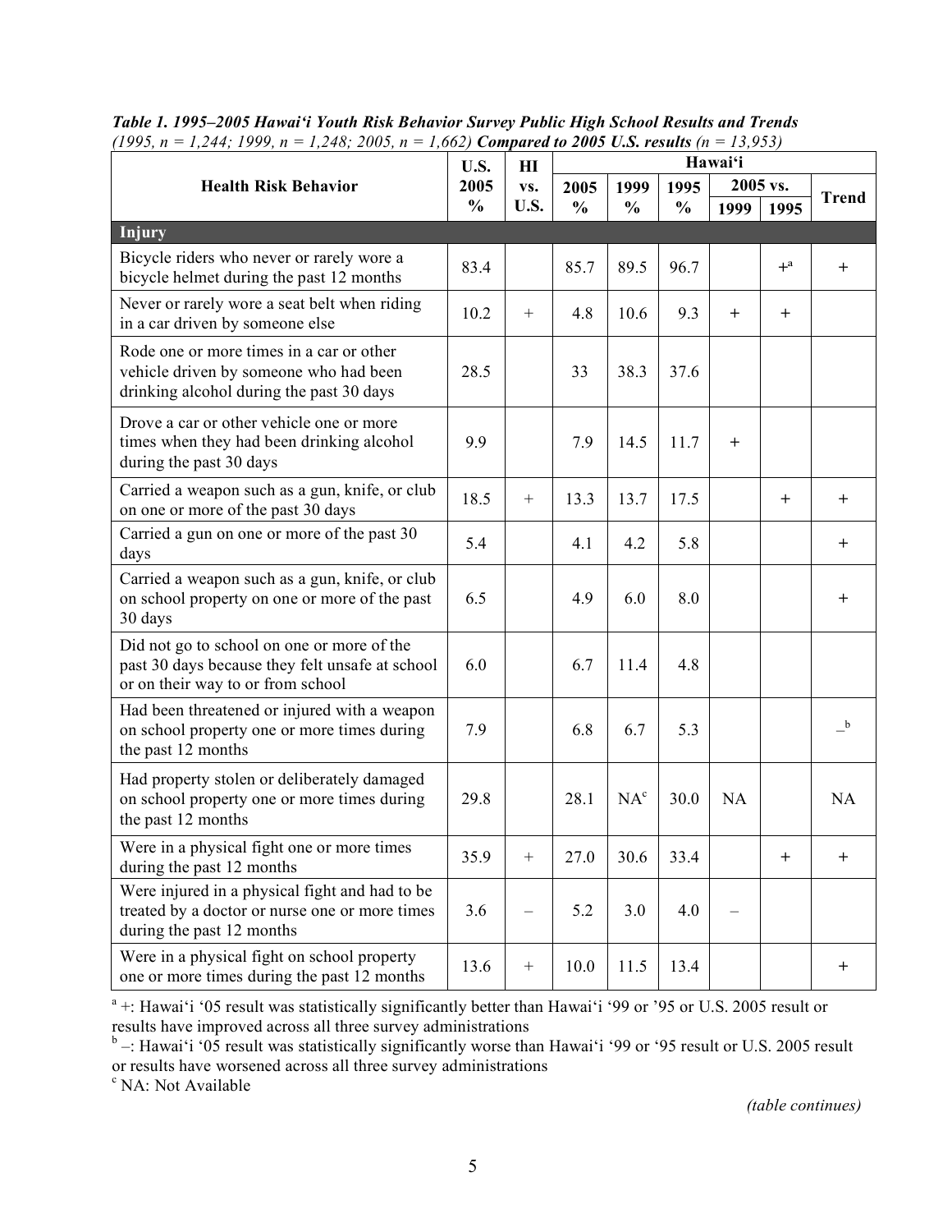***Table 1. 1995–2005 Hawai'i Youth Risk Behavior Survey Public High School Results and Trends*** *(1995, n = 1,244; 1999, n = 1,248; 2005, n = 1,662)* ***Compared to 2005 U.S. results*** *(n = 13,953)*

| Health Risk Behavior | U.S. 2005 % | HI vs. U.S. | Hawai'i | | | | | |
|---|---|---|---|---|---|---|---|---|
| | | | 2005 % | 1999 % | 1995 % | 2005 vs. 1999 | 2005 vs. 1995 | Trend |
| **Injury** | | | | | | | | |
| Bicycle riders who never or rarely wore a bicycle helmet during the past 12 months | 83.4 | | 85.7 | 89.5 | 96.7 | | +[a] | + |
| Never or rarely wore a seat belt when riding in a car driven by someone else | 10.2 | + | 4.8 | 10.6 | 9.3 | + | + | |
| Rode one or more times in a car or other vehicle driven by someone who had been drinking alcohol during the past 30 days | 28.5 | | 33 | 38.3 | 37.6 | | | |
| Drove a car or other vehicle one or more times when they had been drinking alcohol during the past 30 days | 9.9 | | 7.9 | 14.5 | 11.7 | + | | |
| Carried a weapon such as a gun, knife, or club on one or more of the past 30 days | 18.5 | + | 13.3 | 13.7 | 17.5 | | + | + |
| Carried a gun on one or more of the past 30 days | 5.4 | | 4.1 | 4.2 | 5.8 | | | + |
| Carried a weapon such as a gun, knife, or club on school property on one or more of the past 30 days | 6.5 | | 4.9 | 6.0 | 8.0 | | | + |
| Did not go to school on one or more of the past 30 days because they felt unsafe at school or on their way to or from school | 6.0 | | 6.7 | 11.4 | 4.8 | | | |
| Had been threatened or injured with a weapon on school property one or more times during the past 12 months | 7.9 | | 6.8 | 6.7 | 5.3 | | | –[b] |
| Had property stolen or deliberately damaged on school property one or more times during the past 12 months | 29.8 | | 28.1 | NA[c] | 30.0 | NA | | NA |
| Were in a physical fight one or more times during the past 12 months | 35.9 | + | 27.0 | 30.6 | 33.4 | | + | + |
| Were injured in a physical fight and had to be treated by a doctor or nurse one or more times during the past 12 months | 3.6 | – | 5.2 | 3.0 | 4.0 | – | | |
| Were in a physical fight on school property one or more times during the past 12 months | 13.6 | + | 10.0 | 11.5 | 13.4 | | | + |

[a] +: Hawai'i '05 result was statistically significantly better than Hawai'i '99 or '95 or U.S. 2005 result or results have improved across all three survey administrations

[b] –: Hawai'i '05 result was statistically significantly worse than Hawai'i '99 or '95 result or U.S. 2005 result or results have worsened across all three survey administrations

[c] NA: Not Available

*(table continues)*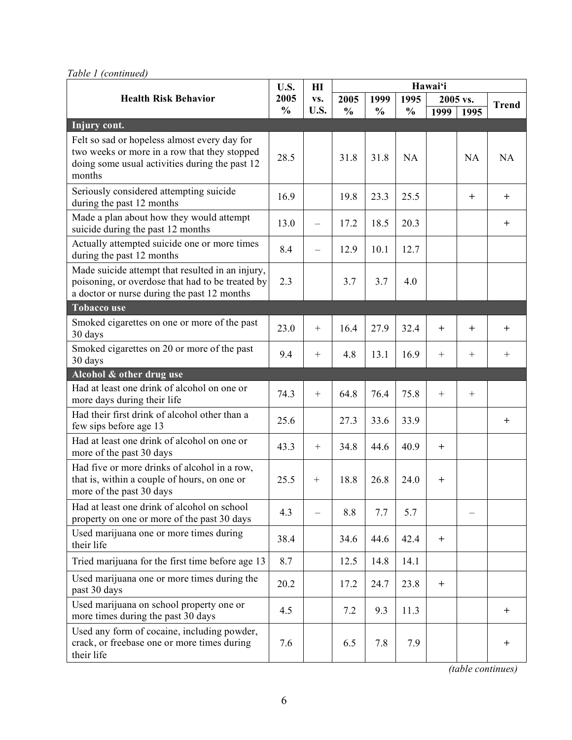*Table 1 (continued)*

| Health Risk Behavior | U.S. 2005 % | HI vs. U.S. | Hawai'i 2005 % | 1999 % | 1995 % | 2005 vs. 1999 | 2005 vs. 1995 | Trend |
|---|---|---|---|---|---|---|---|---|
| **Injury cont.** | | | | | | | | |
| Felt so sad or hopeless almost every day for two weeks or more in a row that they stopped doing some usual activities during the past 12 months | 28.5 | | 31.8 | 31.8 | NA | | NA | NA |
| Seriously considered attempting suicide during the past 12 months | 16.9 | | 19.8 | 23.3 | 25.5 | | + | + |
| Made a plan about how they would attempt suicide during the past 12 months | 13.0 | – | 17.2 | 18.5 | 20.3 | | | + |
| Actually attempted suicide one or more times during the past 12 months | 8.4 | – | 12.9 | 10.1 | 12.7 | | | |
| Made suicide attempt that resulted in an injury, poisoning, or overdose that had to be treated by a doctor or nurse during the past 12 months | 2.3 | | 3.7 | 3.7 | 4.0 | | | |
| **Tobacco use** | | | | | | | | |
| Smoked cigarettes on one or more of the past 30 days | 23.0 | + | 16.4 | 27.9 | 32.4 | + | + | + |
| Smoked cigarettes on 20 or more of the past 30 days | 9.4 | + | 4.8 | 13.1 | 16.9 | + | + | + |
| **Alcohol & other drug use** | | | | | | | | |
| Had at least one drink of alcohol on one or more days during their life | 74.3 | + | 64.8 | 76.4 | 75.8 | + | + | |
| Had their first drink of alcohol other than a few sips before age 13 | 25.6 | | 27.3 | 33.6 | 33.9 | | | + |
| Had at least one drink of alcohol on one or more of the past 30 days | 43.3 | + | 34.8 | 44.6 | 40.9 | + | | |
| Had five or more drinks of alcohol in a row, that is, within a couple of hours, on one or more of the past 30 days | 25.5 | + | 18.8 | 26.8 | 24.0 | + | | |
| Had at least one drink of alcohol on school property on one or more of the past 30 days | 4.3 | – | 8.8 | 7.7 | 5.7 | | – | |
| Used marijuana one or more times during their life | 38.4 | | 34.6 | 44.6 | 42.4 | + | | |
| Tried marijuana for the first time before age 13 | 8.7 | | 12.5 | 14.8 | 14.1 | | | |
| Used marijuana one or more times during the past 30 days | 20.2 | | 17.2 | 24.7 | 23.8 | + | | |
| Used marijuana on school property one or more times during the past 30 days | 4.5 | | 7.2 | 9.3 | 11.3 | | | + |
| Used any form of cocaine, including powder, crack, or freebase one or more times during their life | 7.6 | | 6.5 | 7.8 | 7.9 | | | + |

*(table continues)*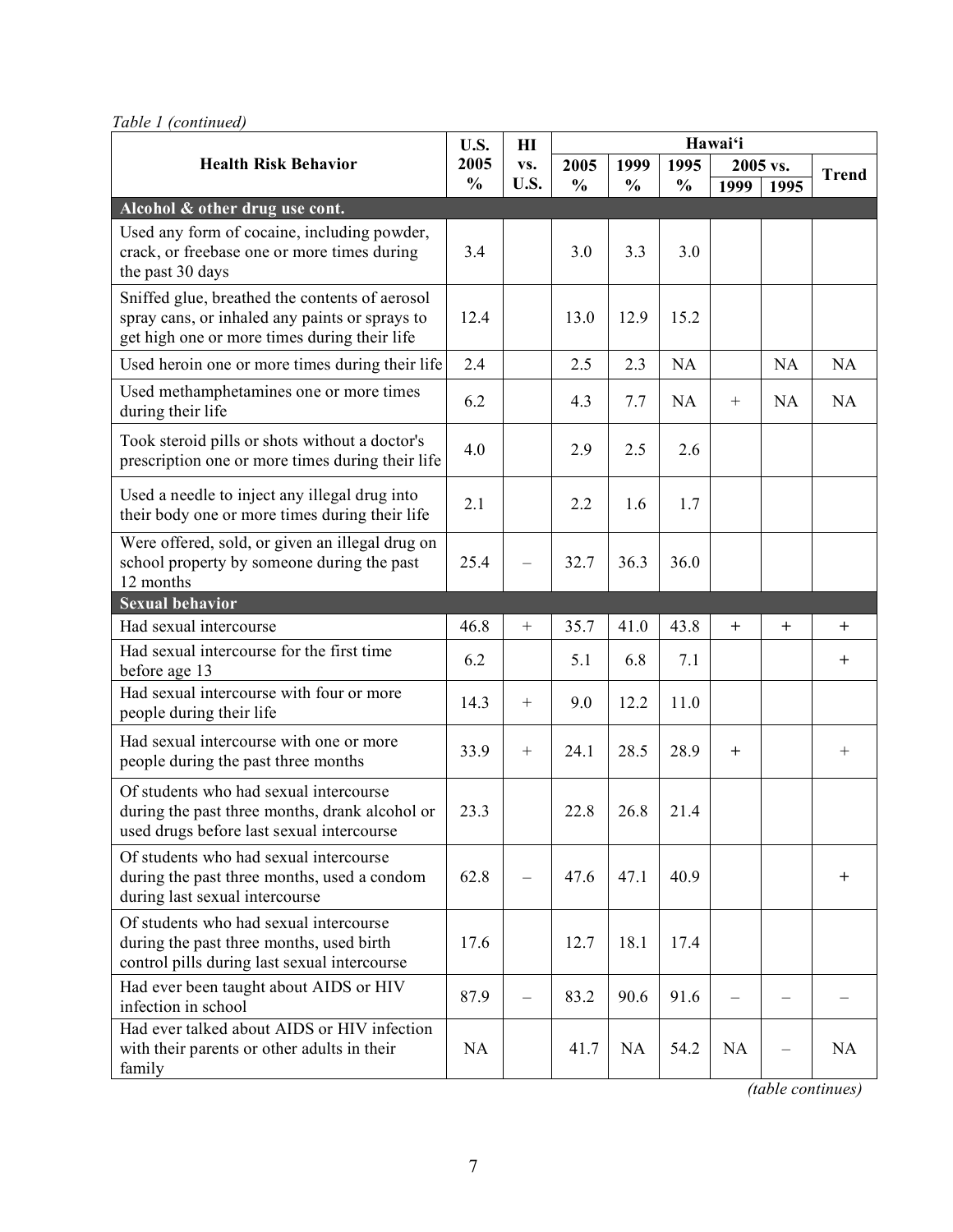*Table 1 (continued)*

| Health Risk Behavior | U.S. 2005 % | HI vs. U.S. | Hawai'i 2005 % | Hawai'i 1999 % | Hawai'i 1995 % | 2005 vs. 1999 | 2005 vs. 1995 | Trend |
|---|---|---|---|---|---|---|---|---|
| **Alcohol & other drug use cont.** | | | | | | | | |
| Used any form of cocaine, including powder, crack, or freebase one or more times during the past 30 days | 3.4 | | 3.0 | 3.3 | 3.0 | | | |
| Sniffed glue, breathed the contents of aerosol spray cans, or inhaled any paints or sprays to get high one or more times during their life | 12.4 | | 13.0 | 12.9 | 15.2 | | | |
| Used heroin one or more times during their life | 2.4 | | 2.5 | 2.3 | NA | | NA | NA |
| Used methamphetamines one or more times during their life | 6.2 | | 4.3 | 7.7 | NA | + | NA | NA |
| Took steroid pills or shots without a doctor's prescription one or more times during their life | 4.0 | | 2.9 | 2.5 | 2.6 | | | |
| Used a needle to inject any illegal drug into their body one or more times during their life | 2.1 | | 2.2 | 1.6 | 1.7 | | | |
| Were offered, sold, or given an illegal drug on school property by someone during the past 12 months | 25.4 | – | 32.7 | 36.3 | 36.0 | | | |
| **Sexual behavior** | | | | | | | | |
| Had sexual intercourse | 46.8 | + | 35.7 | 41.0 | 43.8 | + | + | + |
| Had sexual intercourse for the first time before age 13 | 6.2 | | 5.1 | 6.8 | 7.1 | | | + |
| Had sexual intercourse with four or more people during their life | 14.3 | + | 9.0 | 12.2 | 11.0 | | | |
| Had sexual intercourse with one or more people during the past three months | 33.9 | + | 24.1 | 28.5 | 28.9 | + | | + |
| Of students who had sexual intercourse during the past three months, drank alcohol or used drugs before last sexual intercourse | 23.3 | | 22.8 | 26.8 | 21.4 | | | |
| Of students who had sexual intercourse during the past three months, used a condom during last sexual intercourse | 62.8 | – | 47.6 | 47.1 | 40.9 | | | + |
| Of students who had sexual intercourse during the past three months, used birth control pills during last sexual intercourse | 17.6 | | 12.7 | 18.1 | 17.4 | | | |
| Had ever been taught about AIDS or HIV infection in school | 87.9 | – | 83.2 | 90.6 | 91.6 | – | – | – |
| Had ever talked about AIDS or HIV infection with their parents or other adults in their family | NA | | 41.7 | NA | 54.2 | NA | – | NA |

*(table continues)*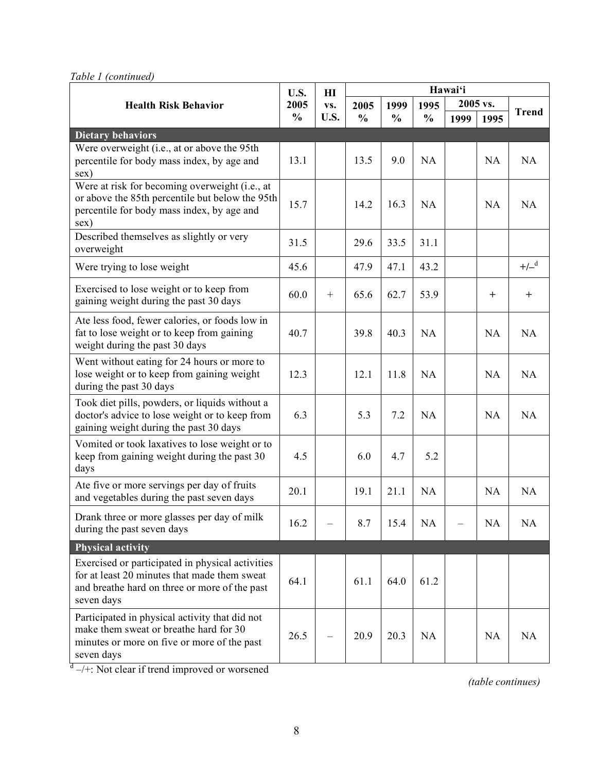*Table 1 (continued)*

| Health Risk Behavior | U.S. 2005 % | HI vs. U.S. | Hawai'i 2005 % | Hawai'i 1999 % | Hawai'i 1995 % | 2005 vs. 1999 | 2005 vs. 1995 | Trend |
|---|---|---|---|---|---|---|---|---|
| **Dietary behaviors** | | | | | | | | |
| Were overweight (i.e., at or above the 95th percentile for body mass index, by age and sex) | 13.1 | | 13.5 | 9.0 | NA | | NA | NA |
| Were at risk for becoming overweight (i.e., at or above the 85th percentile but below the 95th percentile for body mass index, by age and sex) | 15.7 | | 14.2 | 16.3 | NA | | NA | NA |
| Described themselves as slightly or very overweight | 31.5 | | 29.6 | 33.5 | 31.1 | | | |
| Were trying to lose weight | 45.6 | | 47.9 | 47.1 | 43.2 | | | +/–[d] |
| Exercised to lose weight or to keep from gaining weight during the past 30 days | 60.0 | + | 65.6 | 62.7 | 53.9 | | + | + |
| Ate less food, fewer calories, or foods low in fat to lose weight or to keep from gaining weight during the past 30 days | 40.7 | | 39.8 | 40.3 | NA | | NA | NA |
| Went without eating for 24 hours or more to lose weight or to keep from gaining weight during the past 30 days | 12.3 | | 12.1 | 11.8 | NA | | NA | NA |
| Took diet pills, powders, or liquids without a doctor's advice to lose weight or to keep from gaining weight during the past 30 days | 6.3 | | 5.3 | 7.2 | NA | | NA | NA |
| Vomited or took laxatives to lose weight or to keep from gaining weight during the past 30 days | 4.5 | | 6.0 | 4.7 | 5.2 | | | |
| Ate five or more servings per day of fruits and vegetables during the past seven days | 20.1 | | 19.1 | 21.1 | NA | | NA | NA |
| Drank three or more glasses per day of milk during the past seven days | 16.2 | – | 8.7 | 15.4 | NA | – | NA | NA |
| **Physical activity** | | | | | | | | |
| Exercised or participated in physical activities for at least 20 minutes that made them sweat and breathe hard on three or more of the past seven days | 64.1 | | 61.1 | 64.0 | 61.2 | | | |
| Participated in physical activity that did not make them sweat or breathe hard for 30 minutes or more on five or more of the past seven days | 26.5 | – | 20.9 | 20.3 | NA | | NA | NA |

[d] –/+: Not clear if trend improved or worsened

*(table continues)*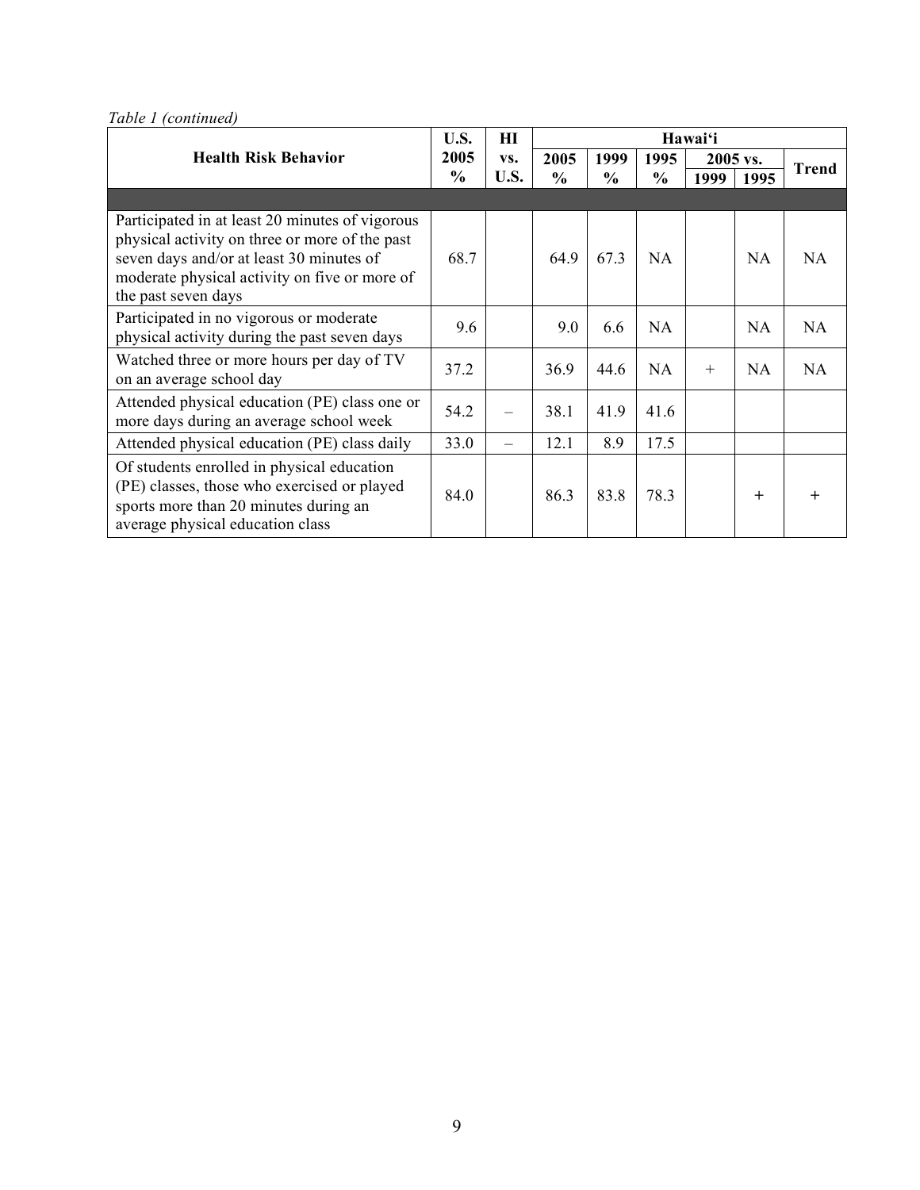*Table 1 (continued)*

| Health Risk Behavior | U.S. 2005 % | HI vs. U.S. | Hawai'i 2005 % | Hawai'i 1999 % | Hawai'i 1995 % | 2005 vs. 1999 | 2005 vs. 1995 | Trend |
|---|---|---|---|---|---|---|---|---|
| | | | | | | | | |
| Participated in at least 20 minutes of vigorous physical activity on three or more of the past seven days and/or at least 30 minutes of moderate physical activity on five or more of the past seven days | 68.7 | | 64.9 | 67.3 | NA | | NA | NA |
| Participated in no vigorous or moderate physical activity during the past seven days | 9.6 | | 9.0 | 6.6 | NA | | NA | NA |
| Watched three or more hours per day of TV on an average school day | 37.2 | | 36.9 | 44.6 | NA | + | NA | NA |
| Attended physical education (PE) class one or more days during an average school week | 54.2 | – | 38.1 | 41.9 | 41.6 | | | |
| Attended physical education (PE) class daily | 33.0 | – | 12.1 | 8.9 | 17.5 | | | |
| Of students enrolled in physical education (PE) classes, those who exercised or played sports more than 20 minutes during an average physical education class | 84.0 | | 86.3 | 83.8 | 78.3 | | + | + |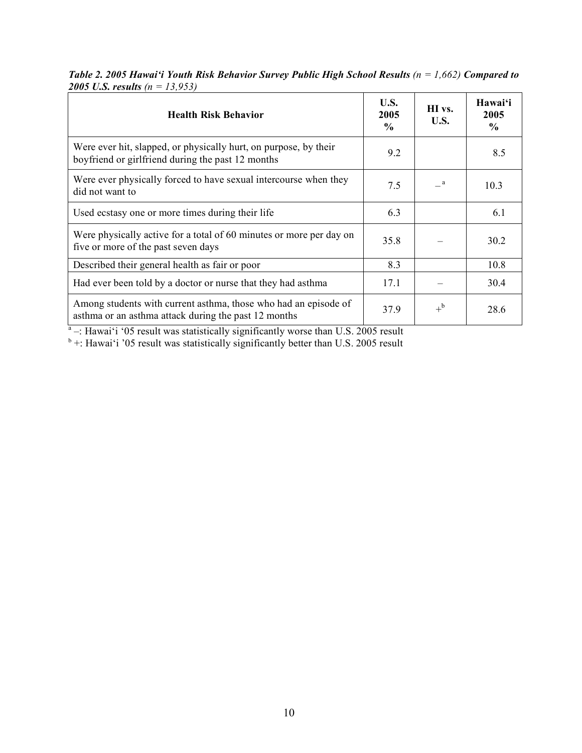***Table 2. 2005 Hawai'i Youth Risk Behavior Survey Public High School Results*** *(n = 1,662)* ***Compared to 2005 U.S. results*** *(n = 13,953)*

| Health Risk Behavior | U.S. 2005 % | HI vs. U.S. | Hawai'i 2005 % |
|---|---|---|---|
| Were ever hit, slapped, or physically hurt, on purpose, by their boyfriend or girlfriend during the past 12 months | 9.2 | | 8.5 |
| Were ever physically forced to have sexual intercourse when they did not want to | 7.5 | – [a] | 10.3 |
| Used ecstasy one or more times during their life | 6.3 | | 6.1 |
| Were physically active for a total of 60 minutes or more per day on five or more of the past seven days | 35.8 | – | 30.2 |
| Described their general health as fair or poor | 8.3 | | 10.8 |
| Had ever been told by a doctor or nurse that they had asthma | 17.1 | – | 30.4 |
| Among students with current asthma, those who had an episode of asthma or an asthma attack during the past 12 months | 37.9 | + [b] | 28.6 |

[a] –: Hawai'i '05 result was statistically significantly worse than U.S. 2005 result
[b] +: Hawai'i '05 result was statistically significantly better than U.S. 2005 result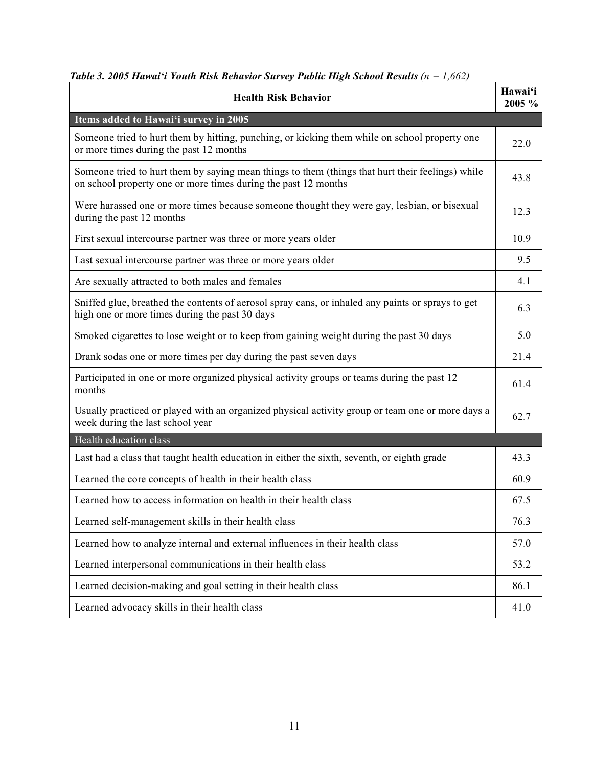***Table 3. 2005 Hawai'i Youth Risk Behavior Survey Public High School Results*** *(n = 1,662)*

| Health Risk Behavior | Hawai'i 2005 % |
|---|---|
| **Items added to Hawai'i survey in 2005** | |
| Someone tried to hurt them by hitting, punching, or kicking them while on school property one or more times during the past 12 months | 22.0 |
| Someone tried to hurt them by saying mean things to them (things that hurt their feelings) while on school property one or more times during the past 12 months | 43.8 |
| Were harassed one or more times because someone thought they were gay, lesbian, or bisexual during the past 12 months | 12.3 |
| First sexual intercourse partner was three or more years older | 10.9 |
| Last sexual intercourse partner was three or more years older | 9.5 |
| Are sexually attracted to both males and females | 4.1 |
| Sniffed glue, breathed the contents of aerosol spray cans, or inhaled any paints or sprays to get high one or more times during the past 30 days | 6.3 |
| Smoked cigarettes to lose weight or to keep from gaining weight during the past 30 days | 5.0 |
| Drank sodas one or more times per day during the past seven days | 21.4 |
| Participated in one or more organized physical activity groups or teams during the past 12 months | 61.4 |
| Usually practiced or played with an organized physical activity group or team one or more days a week during the last school year | 62.7 |
| Health education class | |
| Last had a class that taught health education in either the sixth, seventh, or eighth grade | 43.3 |
| Learned the core concepts of health in their health class | 60.9 |
| Learned how to access information on health in their health class | 67.5 |
| Learned self-management skills in their health class | 76.3 |
| Learned how to analyze internal and external influences in their health class | 57.0 |
| Learned interpersonal communications in their health class | 53.2 |
| Learned decision-making and goal setting in their health class | 86.1 |
| Learned advocacy skills in their health class | 41.0 |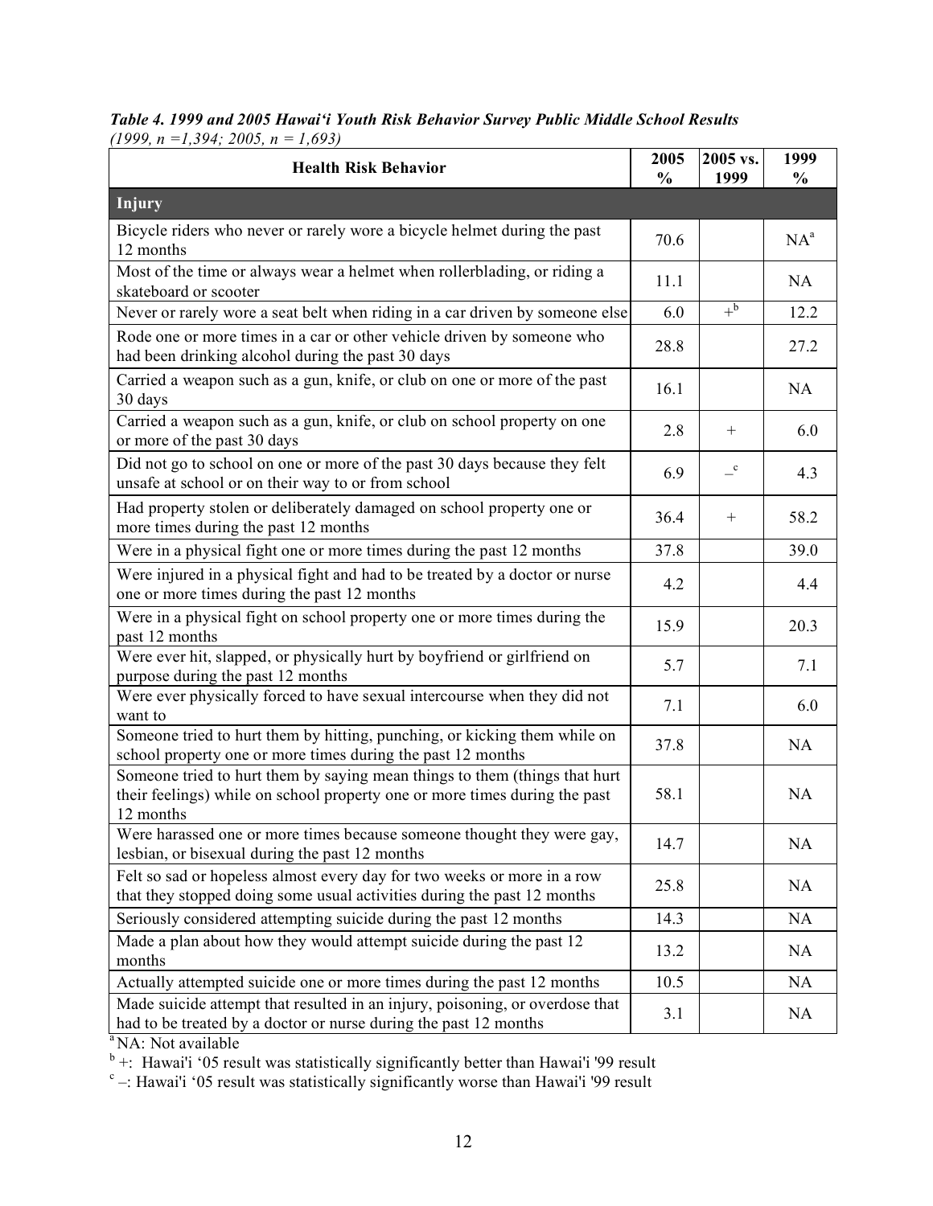***Table 4. 1999 and 2005 Hawai'i Youth Risk Behavior Survey Public Middle School Results***
*(1999, n =1,394; 2005, n = 1,693)*

| Health Risk Behavior | 2005 % | 2005 vs. 1999 | 1999 % |
|---|---|---|---|
| **Injury** | | | |
| Bicycle riders who never or rarely wore a bicycle helmet during the past 12 months | 70.6 | | NA[a] |
| Most of the time or always wear a helmet when rollerblading, or riding a skateboard or scooter | 11.1 | | NA |
| Never or rarely wore a seat belt when riding in a car driven by someone else | 6.0 | +[b] | 12.2 |
| Rode one or more times in a car or other vehicle driven by someone who had been drinking alcohol during the past 30 days | 28.8 | | 27.2 |
| Carried a weapon such as a gun, knife, or club on one or more of the past 30 days | 16.1 | | NA |
| Carried a weapon such as a gun, knife, or club on school property on one or more of the past 30 days | 2.8 | + | 6.0 |
| Did not go to school on one or more of the past 30 days because they felt unsafe at school or on their way to or from school | 6.9 | –[c] | 4.3 |
| Had property stolen or deliberately damaged on school property one or more times during the past 12 months | 36.4 | + | 58.2 |
| Were in a physical fight one or more times during the past 12 months | 37.8 | | 39.0 |
| Were injured in a physical fight and had to be treated by a doctor or nurse one or more times during the past 12 months | 4.2 | | 4.4 |
| Were in a physical fight on school property one or more times during the past 12 months | 15.9 | | 20.3 |
| Were ever hit, slapped, or physically hurt by boyfriend or girlfriend on purpose during the past 12 months | 5.7 | | 7.1 |
| Were ever physically forced to have sexual intercourse when they did not want to | 7.1 | | 6.0 |
| Someone tried to hurt them by hitting, punching, or kicking them while on school property one or more times during the past 12 months | 37.8 | | NA |
| Someone tried to hurt them by saying mean things to them (things that hurt their feelings) while on school property one or more times during the past 12 months | 58.1 | | NA |
| Were harassed one or more times because someone thought they were gay, lesbian, or bisexual during the past 12 months | 14.7 | | NA |
| Felt so sad or hopeless almost every day for two weeks or more in a row that they stopped doing some usual activities during the past 12 months | 25.8 | | NA |
| Seriously considered attempting suicide during the past 12 months | 14.3 | | NA |
| Made a plan about how they would attempt suicide during the past 12 months | 13.2 | | NA |
| Actually attempted suicide one or more times during the past 12 months | 10.5 | | NA |
| Made suicide attempt that resulted in an injury, poisoning, or overdose that had to be treated by a doctor or nurse during the past 12 months | 3.1 | | NA |

[a] NA: Not available
[b] +: Hawai'i '05 result was statistically significantly better than Hawai'i '99 result
[c] –: Hawai'i '05 result was statistically significantly worse than Hawai'i '99 result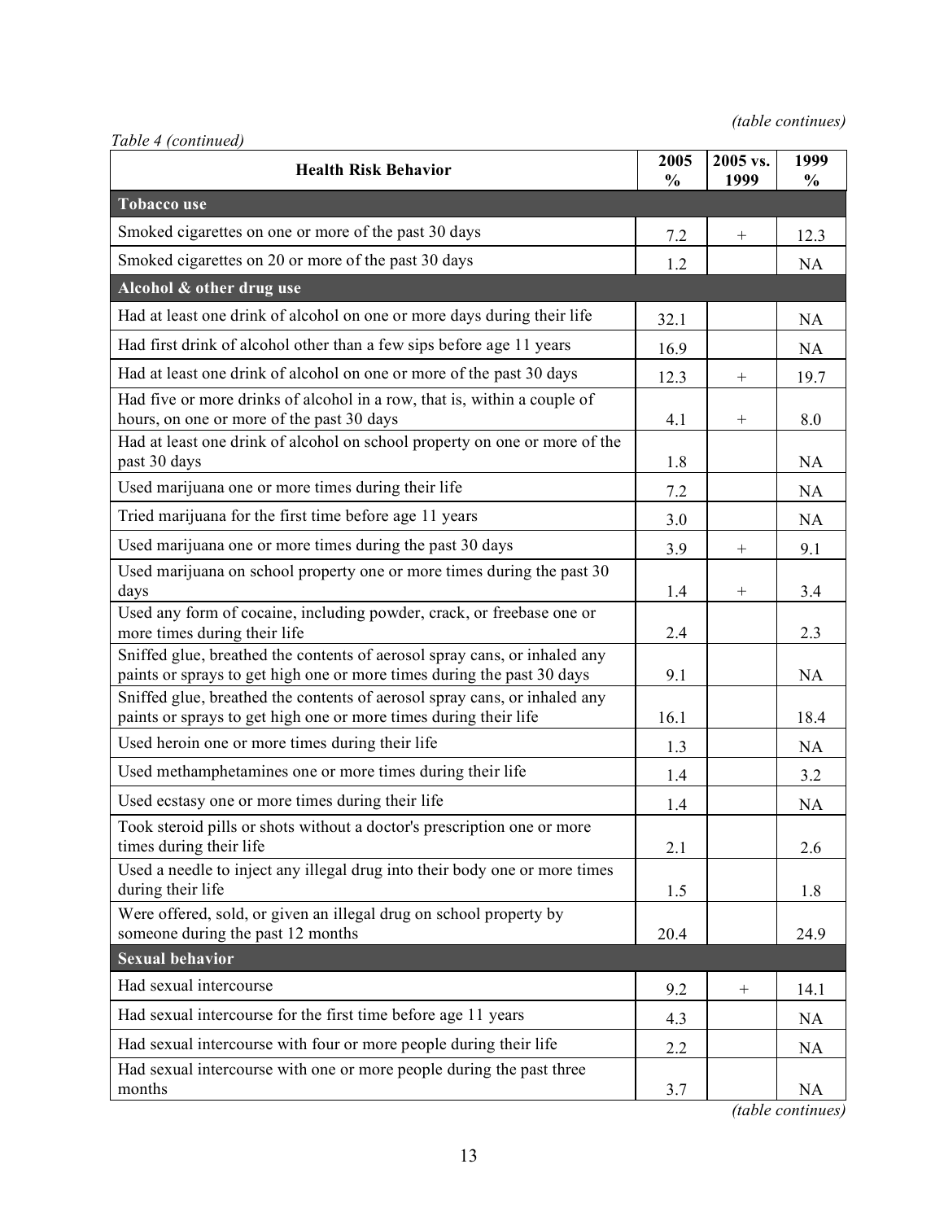*(table continues)*

*Table 4 (continued)*

| Health Risk Behavior | 2005 % | 2005 vs. 1999 | 1999 % |
|---|---|---|---|
| **Tobacco use** | | | |
| Smoked cigarettes on one or more of the past 30 days | 7.2 | + | 12.3 |
| Smoked cigarettes on 20 or more of the past 30 days | 1.2 | | NA |
| **Alcohol & other drug use** | | | |
| Had at least one drink of alcohol on one or more days during their life | 32.1 | | NA |
| Had first drink of alcohol other than a few sips before age 11 years | 16.9 | | NA |
| Had at least one drink of alcohol on one or more of the past 30 days | 12.3 | + | 19.7 |
| Had five or more drinks of alcohol in a row, that is, within a couple of hours, on one or more of the past 30 days | 4.1 | + | 8.0 |
| Had at least one drink of alcohol on school property on one or more of the past 30 days | 1.8 | | NA |
| Used marijuana one or more times during their life | 7.2 | | NA |
| Tried marijuana for the first time before age 11 years | 3.0 | | NA |
| Used marijuana one or more times during the past 30 days | 3.9 | + | 9.1 |
| Used marijuana on school property one or more times during the past 30 days | 1.4 | + | 3.4 |
| Used any form of cocaine, including powder, crack, or freebase one or more times during their life | 2.4 | | 2.3 |
| Sniffed glue, breathed the contents of aerosol spray cans, or inhaled any paints or sprays to get high one or more times during the past 30 days | 9.1 | | NA |
| Sniffed glue, breathed the contents of aerosol spray cans, or inhaled any paints or sprays to get high one or more times during their life | 16.1 | | 18.4 |
| Used heroin one or more times during their life | 1.3 | | NA |
| Used methamphetamines one or more times during their life | 1.4 | | 3.2 |
| Used ecstasy one or more times during their life | 1.4 | | NA |
| Took steroid pills or shots without a doctor's prescription one or more times during their life | 2.1 | | 2.6 |
| Used a needle to inject any illegal drug into their body one or more times during their life | 1.5 | | 1.8 |
| Were offered, sold, or given an illegal drug on school property by someone during the past 12 months | 20.4 | | 24.9 |
| **Sexual behavior** | | | |
| Had sexual intercourse | 9.2 | + | 14.1 |
| Had sexual intercourse for the first time before age 11 years | 4.3 | | NA |
| Had sexual intercourse with four or more people during their life | 2.2 | | NA |
| Had sexual intercourse with one or more people during the past three months | 3.7 | | NA |

*(table continues)*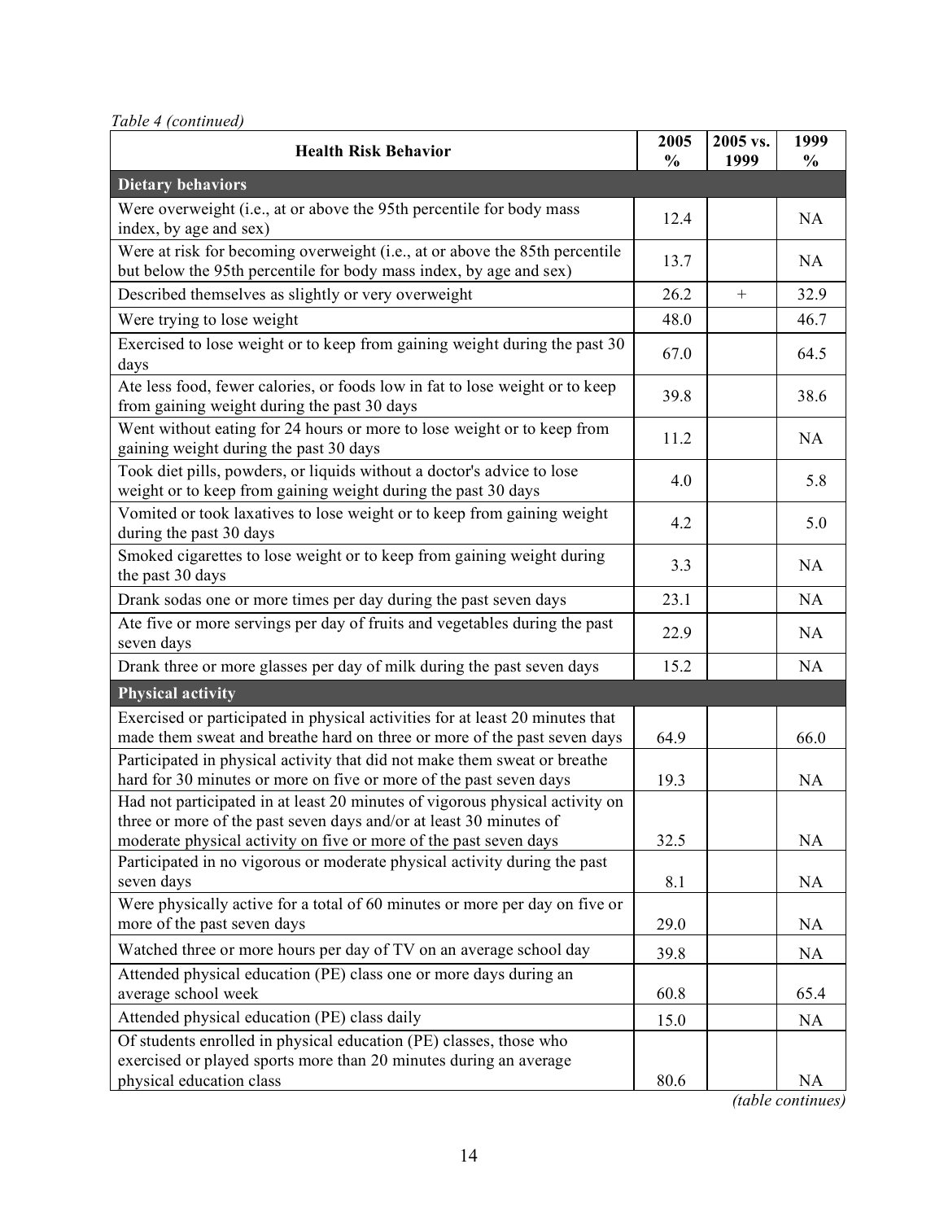*Table 4 (continued)*

| Health Risk Behavior | 2005 % | 2005 vs. 1999 | 1999 % |
|---|---|---|---|
| **Dietary behaviors** | | | |
| Were overweight (i.e., at or above the 95th percentile for body mass index, by age and sex) | 12.4 | | NA |
| Were at risk for becoming overweight (i.e., at or above the 85th percentile but below the 95th percentile for body mass index, by age and sex) | 13.7 | | NA |
| Described themselves as slightly or very overweight | 26.2 | + | 32.9 |
| Were trying to lose weight | 48.0 | | 46.7 |
| Exercised to lose weight or to keep from gaining weight during the past 30 days | 67.0 | | 64.5 |
| Ate less food, fewer calories, or foods low in fat to lose weight or to keep from gaining weight during the past 30 days | 39.8 | | 38.6 |
| Went without eating for 24 hours or more to lose weight or to keep from gaining weight during the past 30 days | 11.2 | | NA |
| Took diet pills, powders, or liquids without a doctor's advice to lose weight or to keep from gaining weight during the past 30 days | 4.0 | | 5.8 |
| Vomited or took laxatives to lose weight or to keep from gaining weight during the past 30 days | 4.2 | | 5.0 |
| Smoked cigarettes to lose weight or to keep from gaining weight during the past 30 days | 3.3 | | NA |
| Drank sodas one or more times per day during the past seven days | 23.1 | | NA |
| Ate five or more servings per day of fruits and vegetables during the past seven days | 22.9 | | NA |
| Drank three or more glasses per day of milk during the past seven days | 15.2 | | NA |
| **Physical activity** | | | |
| Exercised or participated in physical activities for at least 20 minutes that made them sweat and breathe hard on three or more of the past seven days | 64.9 | | 66.0 |
| Participated in physical activity that did not make them sweat or breathe hard for 30 minutes or more on five or more of the past seven days | 19.3 | | NA |
| Had not participated in at least 20 minutes of vigorous physical activity on three or more of the past seven days and/or at least 30 minutes of moderate physical activity on five or more of the past seven days | 32.5 | | NA |
| Participated in no vigorous or moderate physical activity during the past seven days | 8.1 | | NA |
| Were physically active for a total of 60 minutes or more per day on five or more of the past seven days | 29.0 | | NA |
| Watched three or more hours per day of TV on an average school day | 39.8 | | NA |
| Attended physical education (PE) class one or more days during an average school week | 60.8 | | 65.4 |
| Attended physical education (PE) class daily | 15.0 | | NA |
| Of students enrolled in physical education (PE) classes, those who exercised or played sports more than 20 minutes during an average physical education class | 80.6 | | NA |

*(table continues)*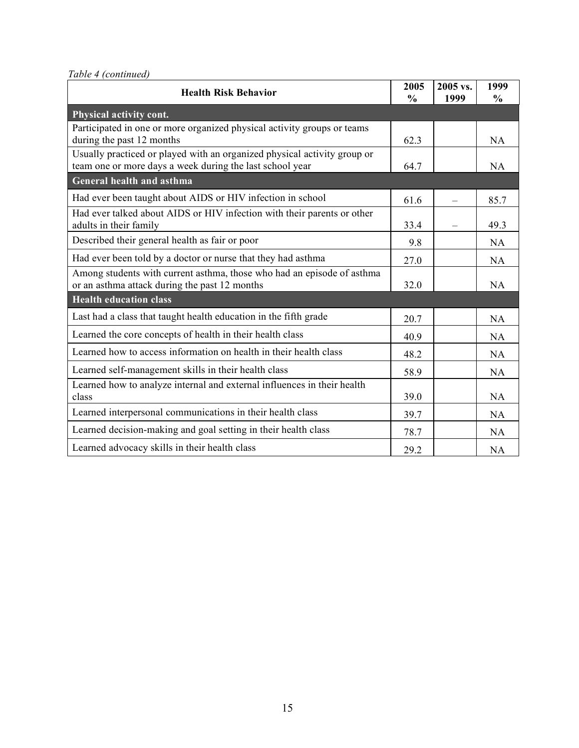*Table 4 (continued)*

| Health Risk Behavior | 2005 % | 2005 vs. 1999 | 1999 % |
|---|---|---|---|
| **Physical activity cont.** | | | |
| Participated in one or more organized physical activity groups or teams during the past 12 months | 62.3 | | NA |
| Usually practiced or played with an organized physical activity group or team one or more days a week during the last school year | 64.7 | | NA |
| **General health and asthma** | | | |
| Had ever been taught about AIDS or HIV infection in school | 61.6 | – | 85.7 |
| Had ever talked about AIDS or HIV infection with their parents or other adults in their family | 33.4 | – | 49.3 |
| Described their general health as fair or poor | 9.8 | | NA |
| Had ever been told by a doctor or nurse that they had asthma | 27.0 | | NA |
| Among students with current asthma, those who had an episode of asthma or an asthma attack during the past 12 months | 32.0 | | NA |
| **Health education class** | | | |
| Last had a class that taught health education in the fifth grade | 20.7 | | NA |
| Learned the core concepts of health in their health class | 40.9 | | NA |
| Learned how to access information on health in their health class | 48.2 | | NA |
| Learned self-management skills in their health class | 58.9 | | NA |
| Learned how to analyze internal and external influences in their health class | 39.0 | | NA |
| Learned interpersonal communications in their health class | 39.7 | | NA |
| Learned decision-making and goal setting in their health class | 78.7 | | NA |
| Learned advocacy skills in their health class | 29.2 | | NA |